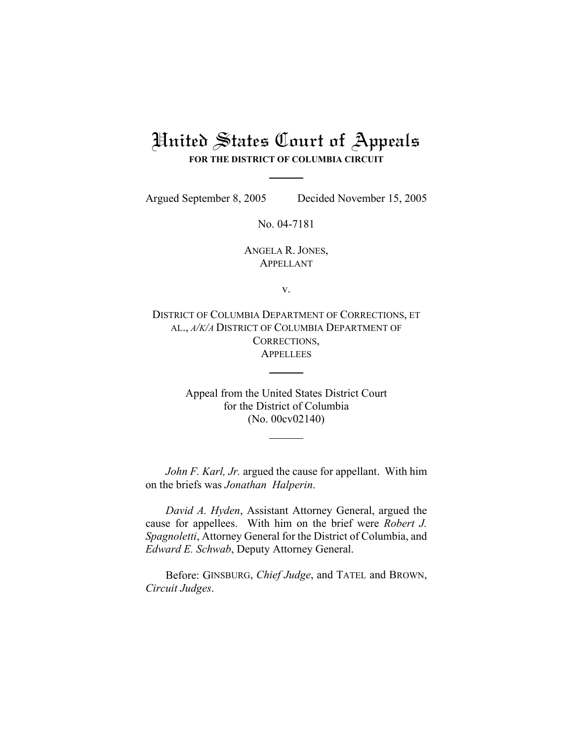# United States Court of Appeals

**FOR THE DISTRICT OF COLUMBIA CIRCUIT**

Argued September 8, 2005 Decided November 15, 2005

No. 04-7181

ANGELA R. JONES,
APPELLANT

v.

DISTRICT OF COLUMBIA DEPARTMENT OF CORRECTIONS, ET AL., *A/K/A* DISTRICT OF COLUMBIA DEPARTMENT OF CORRECTIONS,
APPELLEES

Appeal from the United States District Court
for the District of Columbia
(No. 00cv02140)

*John F. Karl, Jr.* argued the cause for appellant. With him on the briefs was *Jonathan Halperin*.

*David A. Hyden*, Assistant Attorney General, argued the cause for appellees. With him on the brief were *Robert J. Spagnoletti*, Attorney General for the District of Columbia, and *Edward E. Schwab*, Deputy Attorney General.

Before: GINSBURG, *Chief Judge*, and TATEL and BROWN, *Circuit Judges*.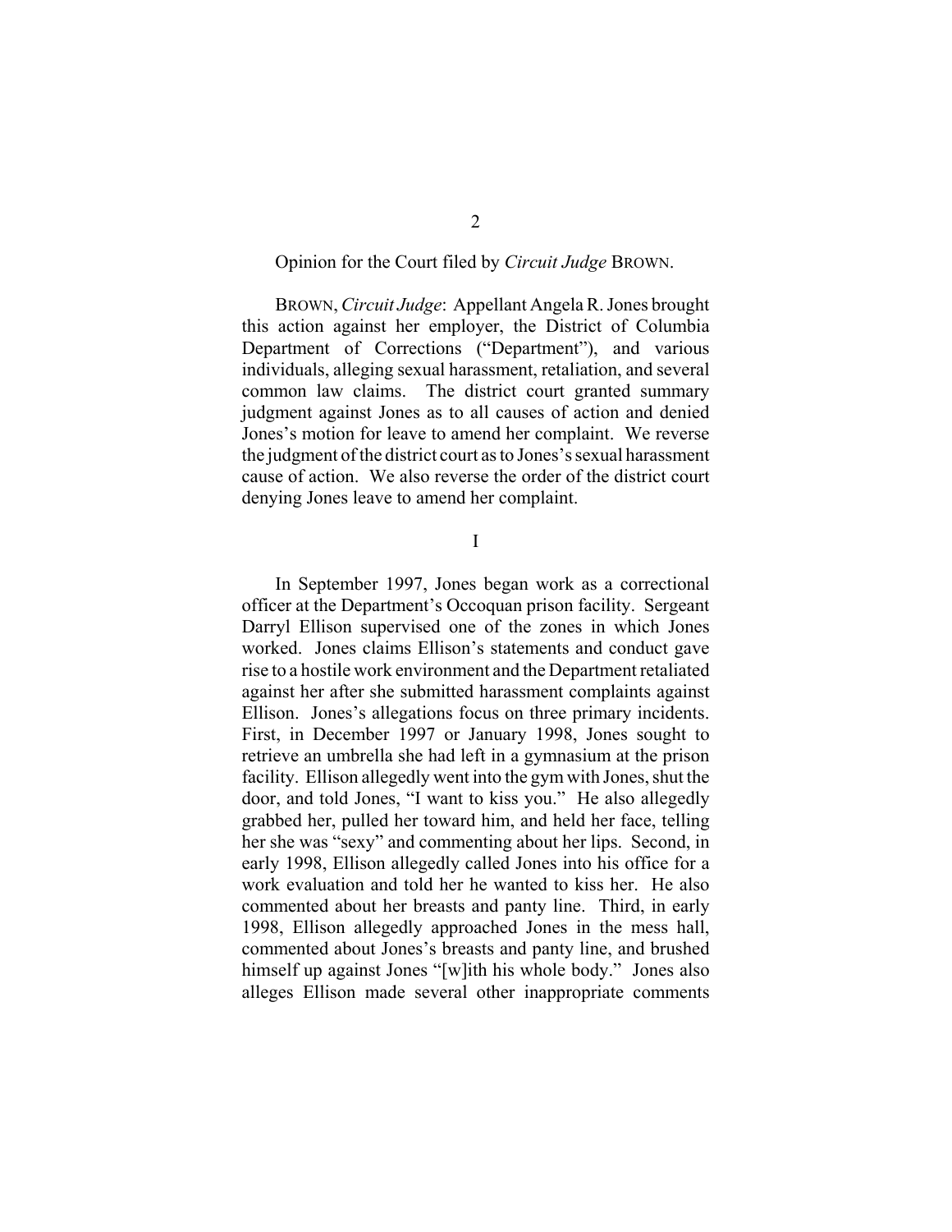Opinion for the Court filed by *Circuit Judge* BROWN.

BROWN, *Circuit Judge*: Appellant Angela R. Jones brought this action against her employer, the District of Columbia Department of Corrections ("Department"), and various individuals, alleging sexual harassment, retaliation, and several common law claims. The district court granted summary judgment against Jones as to all causes of action and denied Jones's motion for leave to amend her complaint. We reverse the judgment of the district court as to Jones's sexual harassment cause of action. We also reverse the order of the district court denying Jones leave to amend her complaint.

## I

In September 1997, Jones began work as a correctional officer at the Department's Occoquan prison facility. Sergeant Darryl Ellison supervised one of the zones in which Jones worked. Jones claims Ellison's statements and conduct gave rise to a hostile work environment and the Department retaliated against her after she submitted harassment complaints against Ellison. Jones's allegations focus on three primary incidents. First, in December 1997 or January 1998, Jones sought to retrieve an umbrella she had left in a gymnasium at the prison facility. Ellison allegedly went into the gym with Jones, shut the door, and told Jones, "I want to kiss you." He also allegedly grabbed her, pulled her toward him, and held her face, telling her she was "sexy" and commenting about her lips. Second, in early 1998, Ellison allegedly called Jones into his office for a work evaluation and told her he wanted to kiss her. He also commented about her breasts and panty line. Third, in early 1998, Ellison allegedly approached Jones in the mess hall, commented about Jones's breasts and panty line, and brushed himself up against Jones "[w]ith his whole body." Jones also alleges Ellison made several other inappropriate comments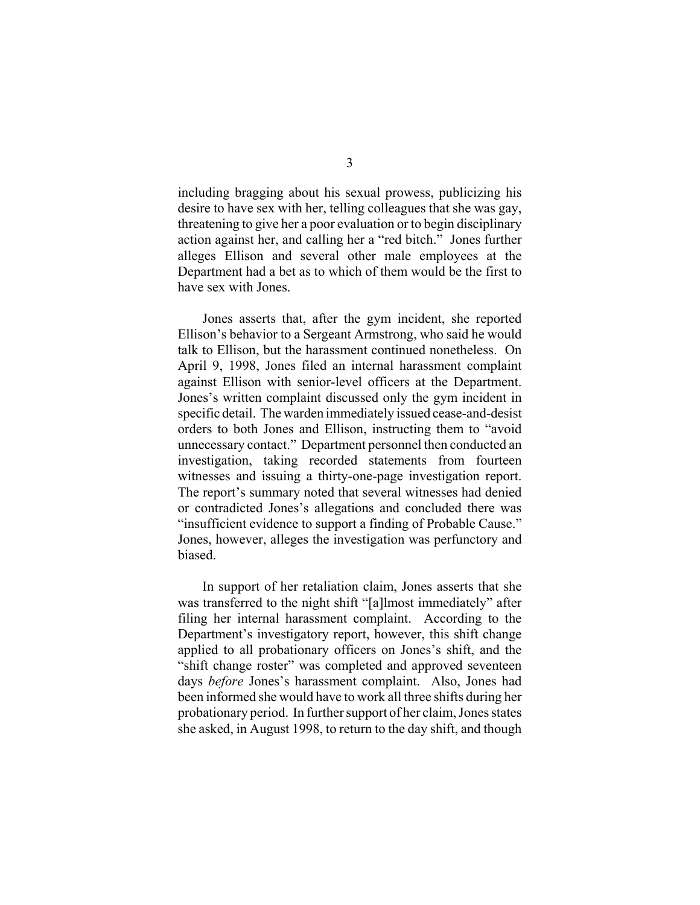including bragging about his sexual prowess, publicizing his desire to have sex with her, telling colleagues that she was gay, threatening to give her a poor evaluation or to begin disciplinary action against her, and calling her a "red bitch." Jones further alleges Ellison and several other male employees at the Department had a bet as to which of them would be the first to have sex with Jones.

Jones asserts that, after the gym incident, she reported Ellison's behavior to a Sergeant Armstrong, who said he would talk to Ellison, but the harassment continued nonetheless. On April 9, 1998, Jones filed an internal harassment complaint against Ellison with senior-level officers at the Department. Jones's written complaint discussed only the gym incident in specific detail. The warden immediately issued cease-and-desist orders to both Jones and Ellison, instructing them to "avoid unnecessary contact." Department personnel then conducted an investigation, taking recorded statements from fourteen witnesses and issuing a thirty-one-page investigation report. The report's summary noted that several witnesses had denied or contradicted Jones's allegations and concluded there was "insufficient evidence to support a finding of Probable Cause." Jones, however, alleges the investigation was perfunctory and biased.

In support of her retaliation claim, Jones asserts that she was transferred to the night shift "[a]lmost immediately" after filing her internal harassment complaint. According to the Department's investigatory report, however, this shift change applied to all probationary officers on Jones's shift, and the "shift change roster" was completed and approved seventeen days *before* Jones's harassment complaint. Also, Jones had been informed she would have to work all three shifts during her probationary period. In further support of her claim, Jones states she asked, in August 1998, to return to the day shift, and though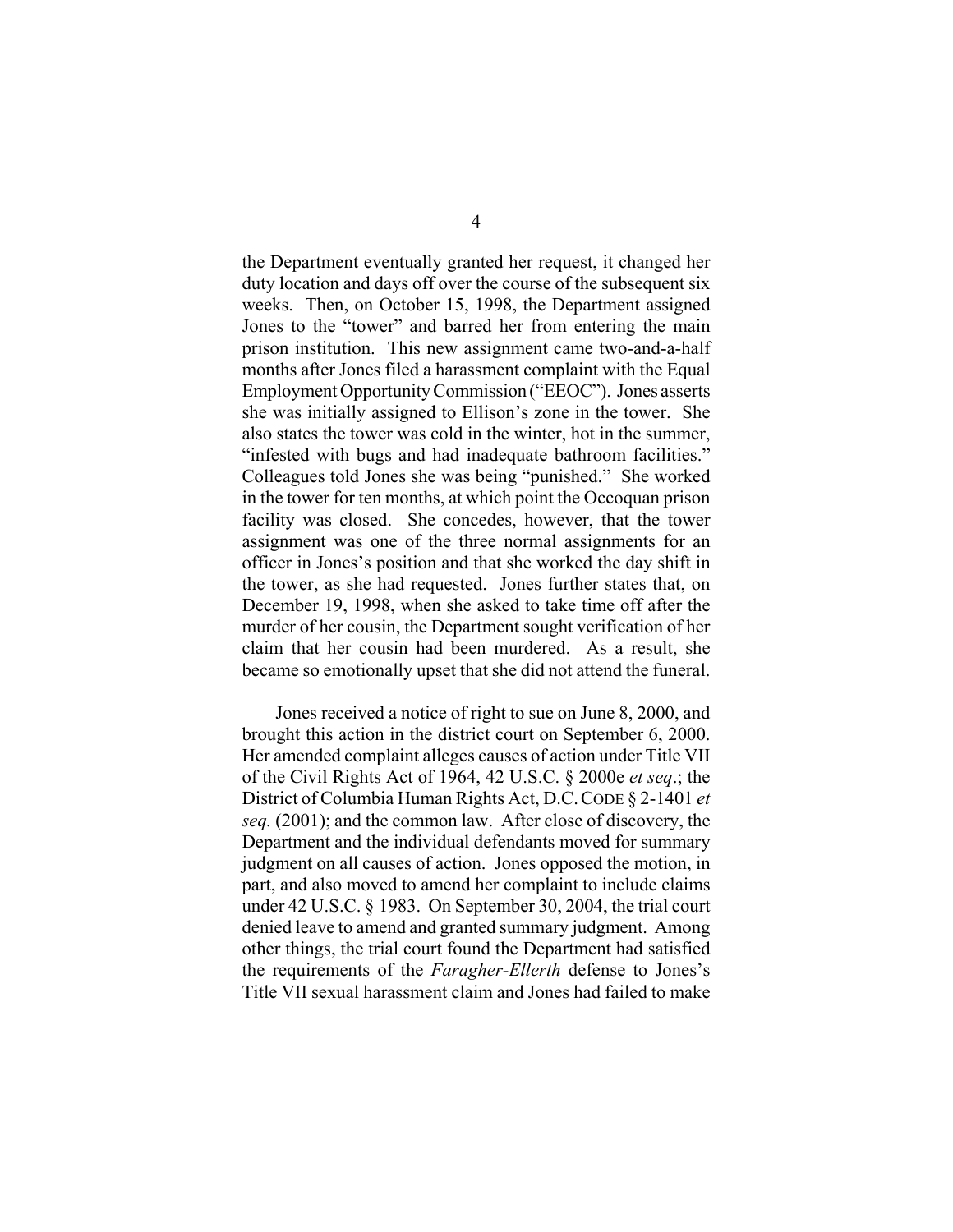the Department eventually granted her request, it changed her duty location and days off over the course of the subsequent six weeks. Then, on October 15, 1998, the Department assigned Jones to the "tower" and barred her from entering the main prison institution. This new assignment came two-and-a-half months after Jones filed a harassment complaint with the Equal Employment Opportunity Commission ("EEOC"). Jones asserts she was initially assigned to Ellison's zone in the tower. She also states the tower was cold in the winter, hot in the summer, "infested with bugs and had inadequate bathroom facilities." Colleagues told Jones she was being "punished." She worked in the tower for ten months, at which point the Occoquan prison facility was closed. She concedes, however, that the tower assignment was one of the three normal assignments for an officer in Jones's position and that she worked the day shift in the tower, as she had requested. Jones further states that, on December 19, 1998, when she asked to take time off after the murder of her cousin, the Department sought verification of her claim that her cousin had been murdered. As a result, she became so emotionally upset that she did not attend the funeral.

Jones received a notice of right to sue on June 8, 2000, and brought this action in the district court on September 6, 2000. Her amended complaint alleges causes of action under Title VII of the Civil Rights Act of 1964, 42 U.S.C. § 2000e *et seq*.; the District of Columbia Human Rights Act, D.C. CODE § 2-1401 *et seq.* (2001); and the common law. After close of discovery, the Department and the individual defendants moved for summary judgment on all causes of action. Jones opposed the motion, in part, and also moved to amend her complaint to include claims under 42 U.S.C. § 1983. On September 30, 2004, the trial court denied leave to amend and granted summary judgment. Among other things, the trial court found the Department had satisfied the requirements of the *Faragher-Ellerth* defense to Jones's Title VII sexual harassment claim and Jones had failed to make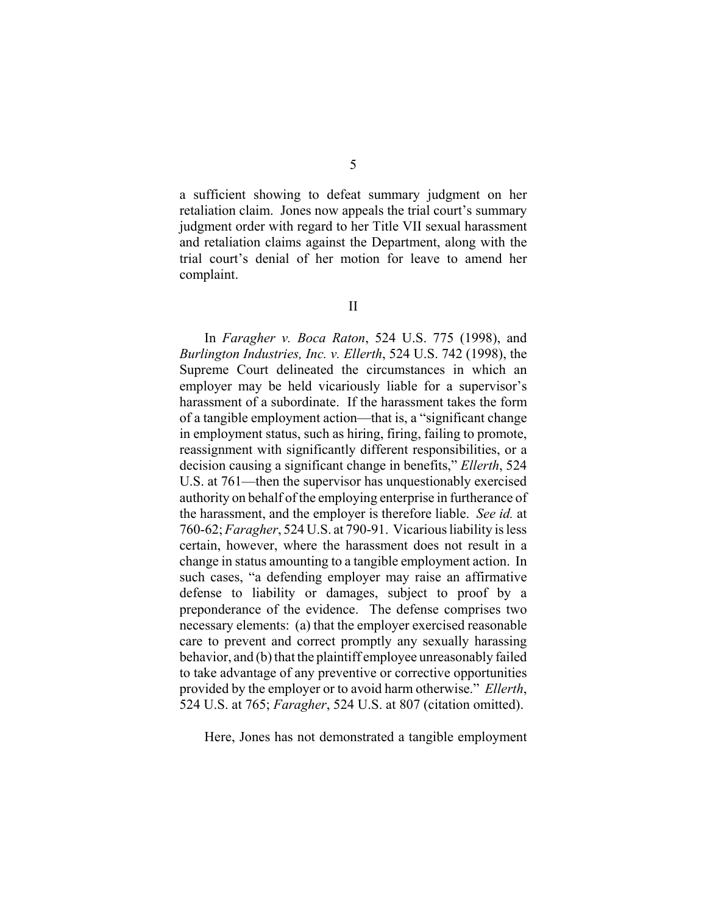a sufficient showing to defeat summary judgment on her retaliation claim. Jones now appeals the trial court's summary judgment order with regard to her Title VII sexual harassment and retaliation claims against the Department, along with the trial court's denial of her motion for leave to amend her complaint.

## II

In *Faragher v. Boca Raton*, 524 U.S. 775 (1998), and *Burlington Industries, Inc. v. Ellerth*, 524 U.S. 742 (1998), the Supreme Court delineated the circumstances in which an employer may be held vicariously liable for a supervisor's harassment of a subordinate. If the harassment takes the form of a tangible employment action—that is, a "significant change in employment status, such as hiring, firing, failing to promote, reassignment with significantly different responsibilities, or a decision causing a significant change in benefits," *Ellerth*, 524 U.S. at 761—then the supervisor has unquestionably exercised authority on behalf of the employing enterprise in furtherance of the harassment, and the employer is therefore liable. *See id.* at 760-62; *Faragher*, 524 U.S. at 790-91. Vicarious liability is less certain, however, where the harassment does not result in a change in status amounting to a tangible employment action. In such cases, "a defending employer may raise an affirmative defense to liability or damages, subject to proof by a preponderance of the evidence. The defense comprises two necessary elements: (a) that the employer exercised reasonable care to prevent and correct promptly any sexually harassing behavior, and (b) that the plaintiff employee unreasonably failed to take advantage of any preventive or corrective opportunities provided by the employer or to avoid harm otherwise." *Ellerth*, 524 U.S. at 765; *Faragher*, 524 U.S. at 807 (citation omitted).

Here, Jones has not demonstrated a tangible employment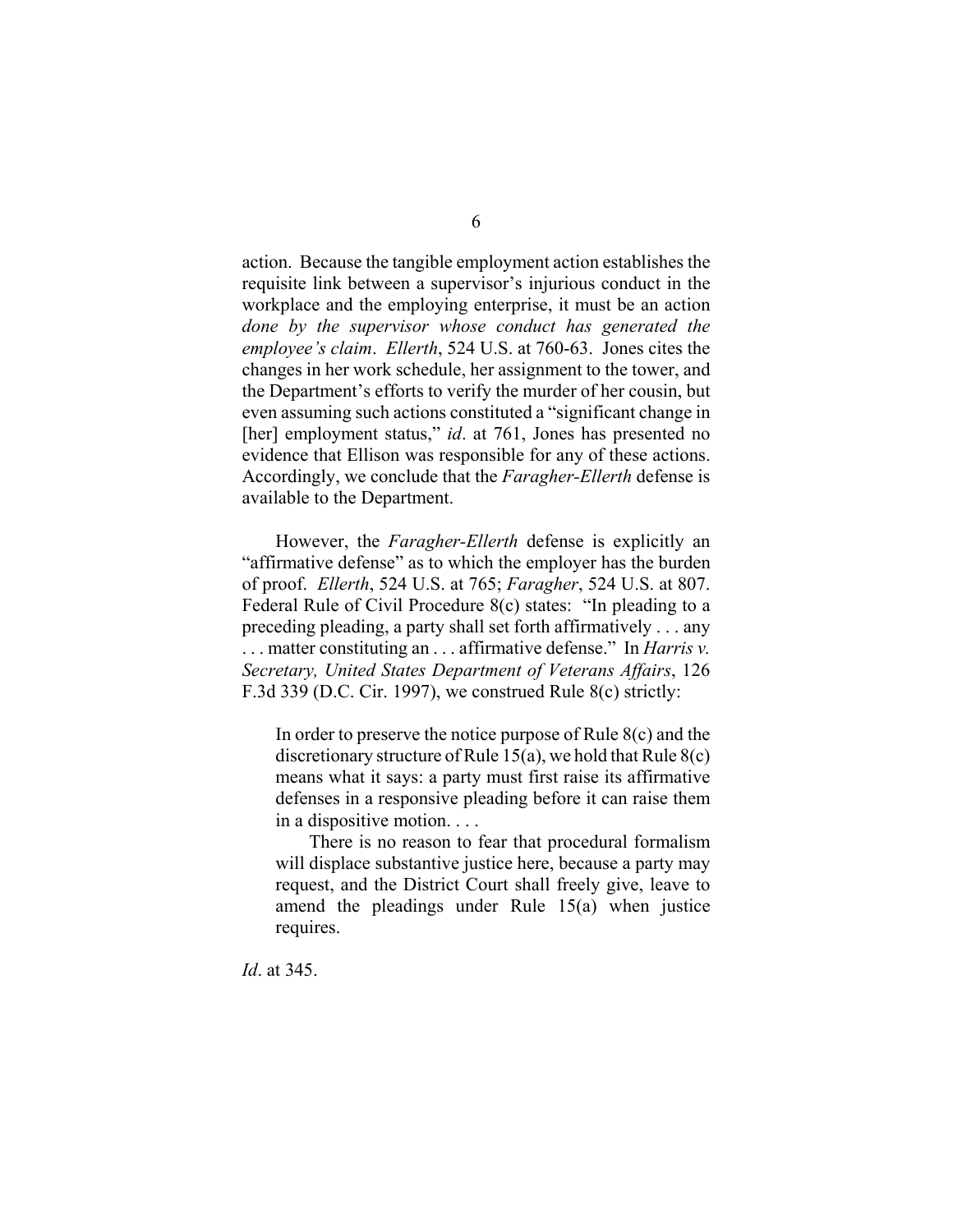action. Because the tangible employment action establishes the requisite link between a supervisor's injurious conduct in the workplace and the employing enterprise, it must be an action *done by the supervisor whose conduct has generated the employee's claim*. *Ellerth*, 524 U.S. at 760-63. Jones cites the changes in her work schedule, her assignment to the tower, and the Department's efforts to verify the murder of her cousin, but even assuming such actions constituted a "significant change in [her] employment status," *id*. at 761, Jones has presented no evidence that Ellison was responsible for any of these actions. Accordingly, we conclude that the *Faragher-Ellerth* defense is available to the Department.

However, the *Faragher-Ellerth* defense is explicitly an "affirmative defense" as to which the employer has the burden of proof. *Ellerth*, 524 U.S. at 765; *Faragher*, 524 U.S. at 807. Federal Rule of Civil Procedure 8(c) states: "In pleading to a preceding pleading, a party shall set forth affirmatively . . . any . . . matter constituting an . . . affirmative defense." In *Harris v. Secretary, United States Department of Veterans Affairs*, 126 F.3d 339 (D.C. Cir. 1997), we construed Rule 8(c) strictly:

> In order to preserve the notice purpose of Rule 8(c) and the discretionary structure of Rule 15(a), we hold that Rule 8(c) means what it says: a party must first raise its affirmative defenses in a responsive pleading before it can raise them in a dispositive motion. . . .
>
> There is no reason to fear that procedural formalism will displace substantive justice here, because a party may request, and the District Court shall freely give, leave to amend the pleadings under Rule 15(a) when justice requires.

*Id*. at 345.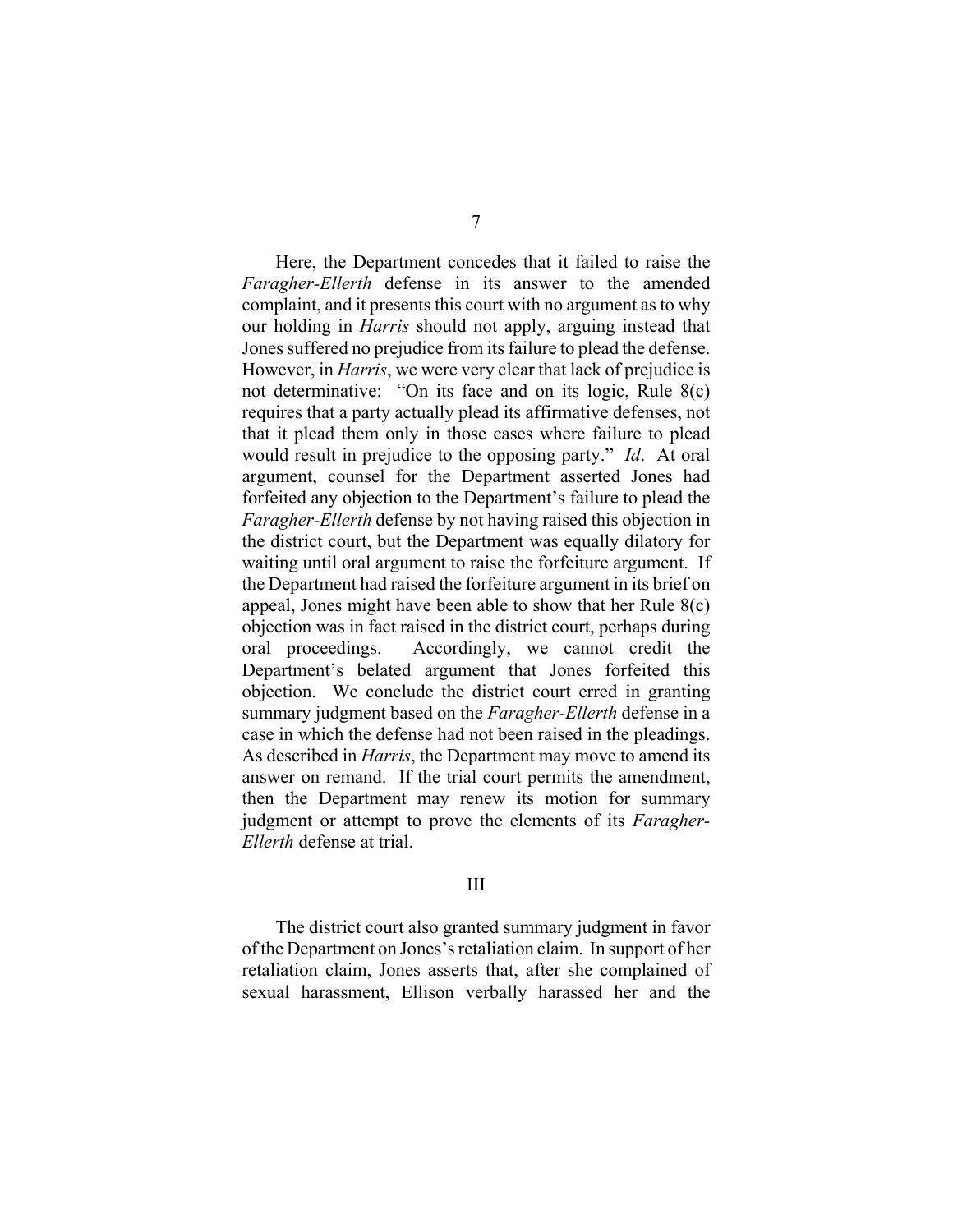Here, the Department concedes that it failed to raise the *Faragher-Ellerth* defense in its answer to the amended complaint, and it presents this court with no argument as to why our holding in *Harris* should not apply, arguing instead that Jones suffered no prejudice from its failure to plead the defense. However, in *Harris*, we were very clear that lack of prejudice is not determinative: "On its face and on its logic, Rule 8(c) requires that a party actually plead its affirmative defenses, not that it plead them only in those cases where failure to plead would result in prejudice to the opposing party." *Id*. At oral argument, counsel for the Department asserted Jones had forfeited any objection to the Department's failure to plead the *Faragher-Ellerth* defense by not having raised this objection in the district court, but the Department was equally dilatory for waiting until oral argument to raise the forfeiture argument. If the Department had raised the forfeiture argument in its brief on appeal, Jones might have been able to show that her Rule 8(c) objection was in fact raised in the district court, perhaps during oral proceedings. Accordingly, we cannot credit the Department's belated argument that Jones forfeited this objection. We conclude the district court erred in granting summary judgment based on the *Faragher-Ellerth* defense in a case in which the defense had not been raised in the pleadings. As described in *Harris*, the Department may move to amend its answer on remand. If the trial court permits the amendment, then the Department may renew its motion for summary judgment or attempt to prove the elements of its *Faragher-Ellerth* defense at trial.

## III

The district court also granted summary judgment in favor of the Department on Jones's retaliation claim. In support of her retaliation claim, Jones asserts that, after she complained of sexual harassment, Ellison verbally harassed her and the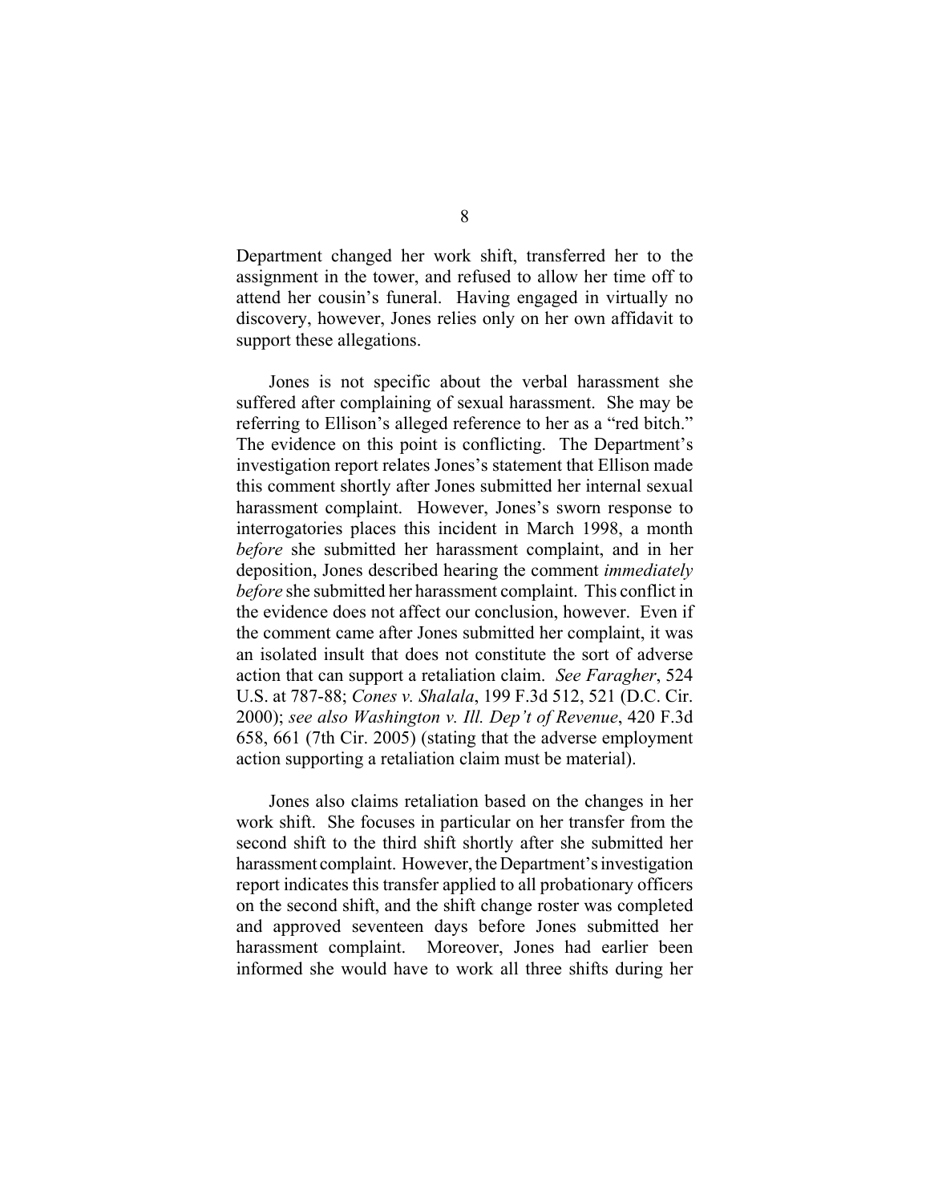Department changed her work shift, transferred her to the assignment in the tower, and refused to allow her time off to attend her cousin's funeral. Having engaged in virtually no discovery, however, Jones relies only on her own affidavit to support these allegations.

Jones is not specific about the verbal harassment she suffered after complaining of sexual harassment. She may be referring to Ellison's alleged reference to her as a "red bitch." The evidence on this point is conflicting. The Department's investigation report relates Jones's statement that Ellison made this comment shortly after Jones submitted her internal sexual harassment complaint. However, Jones's sworn response to interrogatories places this incident in March 1998, a month *before* she submitted her harassment complaint, and in her deposition, Jones described hearing the comment *immediately before* she submitted her harassment complaint. This conflict in the evidence does not affect our conclusion, however. Even if the comment came after Jones submitted her complaint, it was an isolated insult that does not constitute the sort of adverse action that can support a retaliation claim. *See Faragher*, 524 U.S. at 787-88; *Cones v. Shalala*, 199 F.3d 512, 521 (D.C. Cir. 2000); *see also Washington v. Ill. Dep't of Revenue*, 420 F.3d 658, 661 (7th Cir. 2005) (stating that the adverse employment action supporting a retaliation claim must be material).

Jones also claims retaliation based on the changes in her work shift. She focuses in particular on her transfer from the second shift to the third shift shortly after she submitted her harassment complaint. However, the Department's investigation report indicates this transfer applied to all probationary officers on the second shift, and the shift change roster was completed and approved seventeen days before Jones submitted her harassment complaint. Moreover, Jones had earlier been informed she would have to work all three shifts during her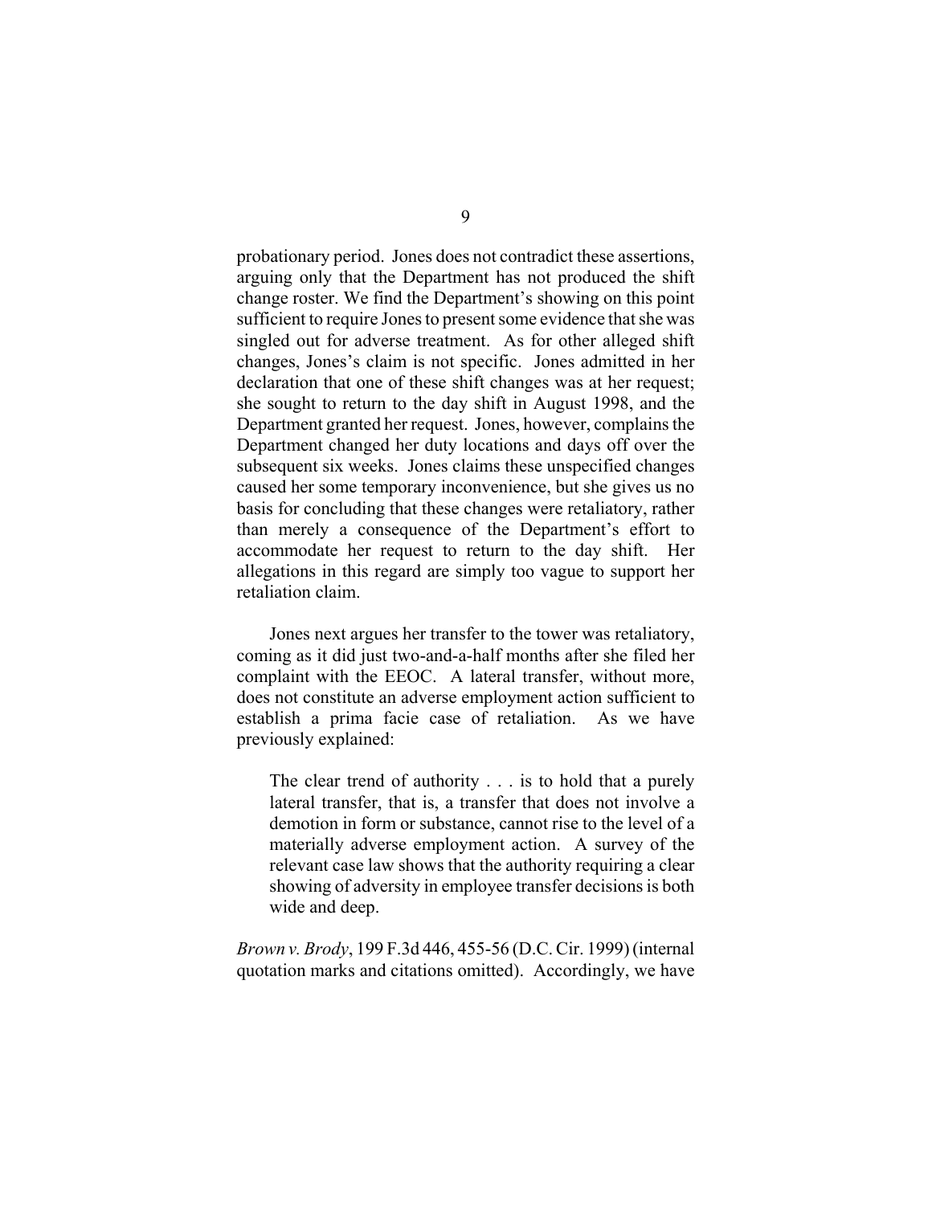probationary period. Jones does not contradict these assertions, arguing only that the Department has not produced the shift change roster. We find the Department's showing on this point sufficient to require Jones to present some evidence that she was singled out for adverse treatment. As for other alleged shift changes, Jones's claim is not specific. Jones admitted in her declaration that one of these shift changes was at her request; she sought to return to the day shift in August 1998, and the Department granted her request. Jones, however, complains the Department changed her duty locations and days off over the subsequent six weeks. Jones claims these unspecified changes caused her some temporary inconvenience, but she gives us no basis for concluding that these changes were retaliatory, rather than merely a consequence of the Department's effort to accommodate her request to return to the day shift. Her allegations in this regard are simply too vague to support her retaliation claim.

Jones next argues her transfer to the tower was retaliatory, coming as it did just two-and-a-half months after she filed her complaint with the EEOC. A lateral transfer, without more, does not constitute an adverse employment action sufficient to establish a prima facie case of retaliation. As we have previously explained:

> The clear trend of authority . . . is to hold that a purely lateral transfer, that is, a transfer that does not involve a demotion in form or substance, cannot rise to the level of a materially adverse employment action. A survey of the relevant case law shows that the authority requiring a clear showing of adversity in employee transfer decisions is both wide and deep.

*Brown v. Brody*, 199 F.3d 446, 455-56 (D.C. Cir. 1999) (internal quotation marks and citations omitted). Accordingly, we have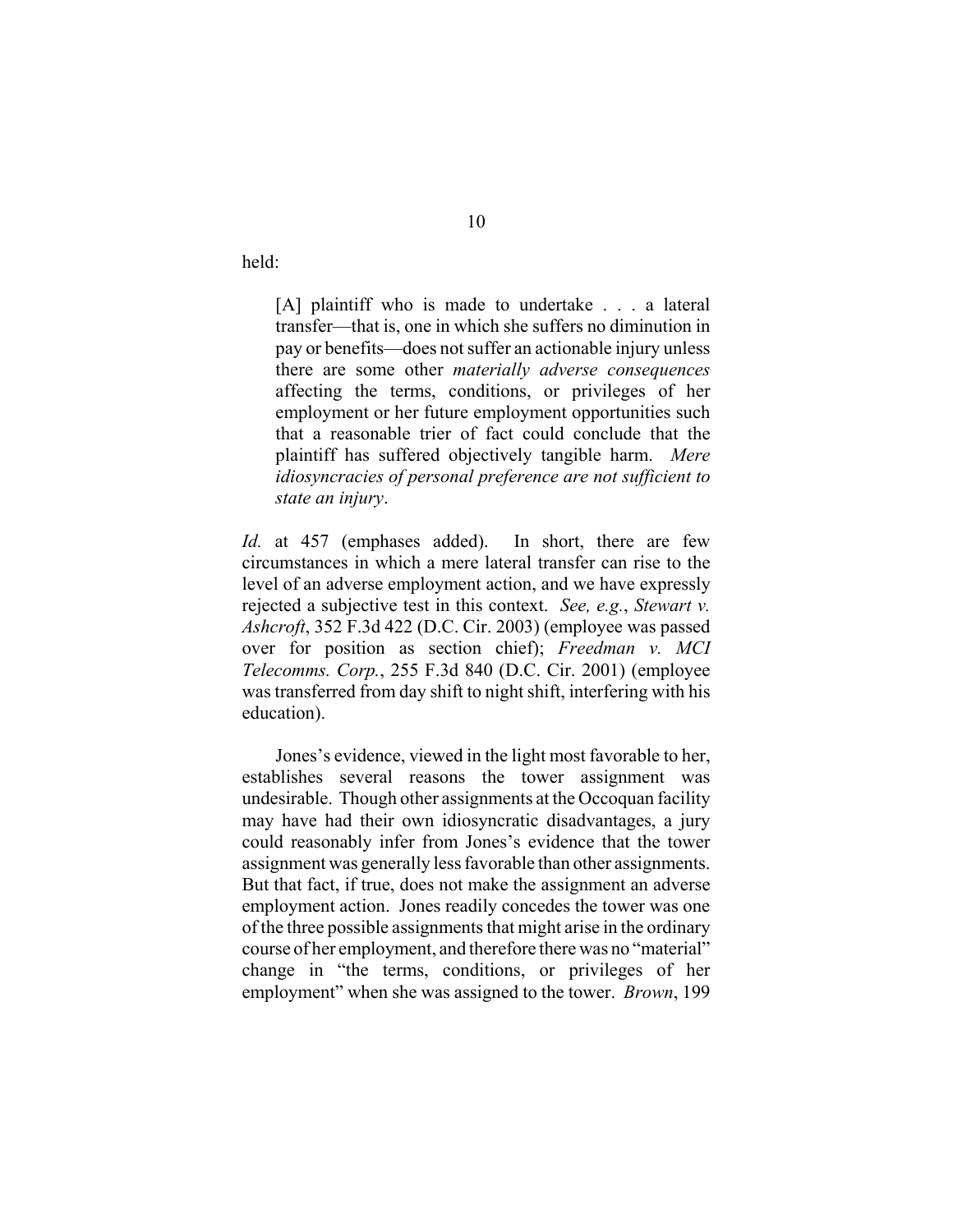held:

> [A] plaintiff who is made to undertake . . . a lateral transfer—that is, one in which she suffers no diminution in pay or benefits—does not suffer an actionable injury unless there are some other *materially adverse consequences* affecting the terms, conditions, or privileges of her employment or her future employment opportunities such that a reasonable trier of fact could conclude that the plaintiff has suffered objectively tangible harm. *Mere idiosyncracies of personal preference are not sufficient to state an injury*.

*Id.* at 457 (emphases added). In short, there are few circumstances in which a mere lateral transfer can rise to the level of an adverse employment action, and we have expressly rejected a subjective test in this context. *See, e.g.*, *Stewart v. Ashcroft*, 352 F.3d 422 (D.C. Cir. 2003) (employee was passed over for position as section chief); *Freedman v. MCI Telecomms. Corp.*, 255 F.3d 840 (D.C. Cir. 2001) (employee was transferred from day shift to night shift, interfering with his education).

Jones's evidence, viewed in the light most favorable to her, establishes several reasons the tower assignment was undesirable. Though other assignments at the Occoquan facility may have had their own idiosyncratic disadvantages, a jury could reasonably infer from Jones's evidence that the tower assignment was generally less favorable than other assignments. But that fact, if true, does not make the assignment an adverse employment action. Jones readily concedes the tower was one of the three possible assignments that might arise in the ordinary course of her employment, and therefore there was no "material" change in "the terms, conditions, or privileges of her employment" when she was assigned to the tower. *Brown*, 199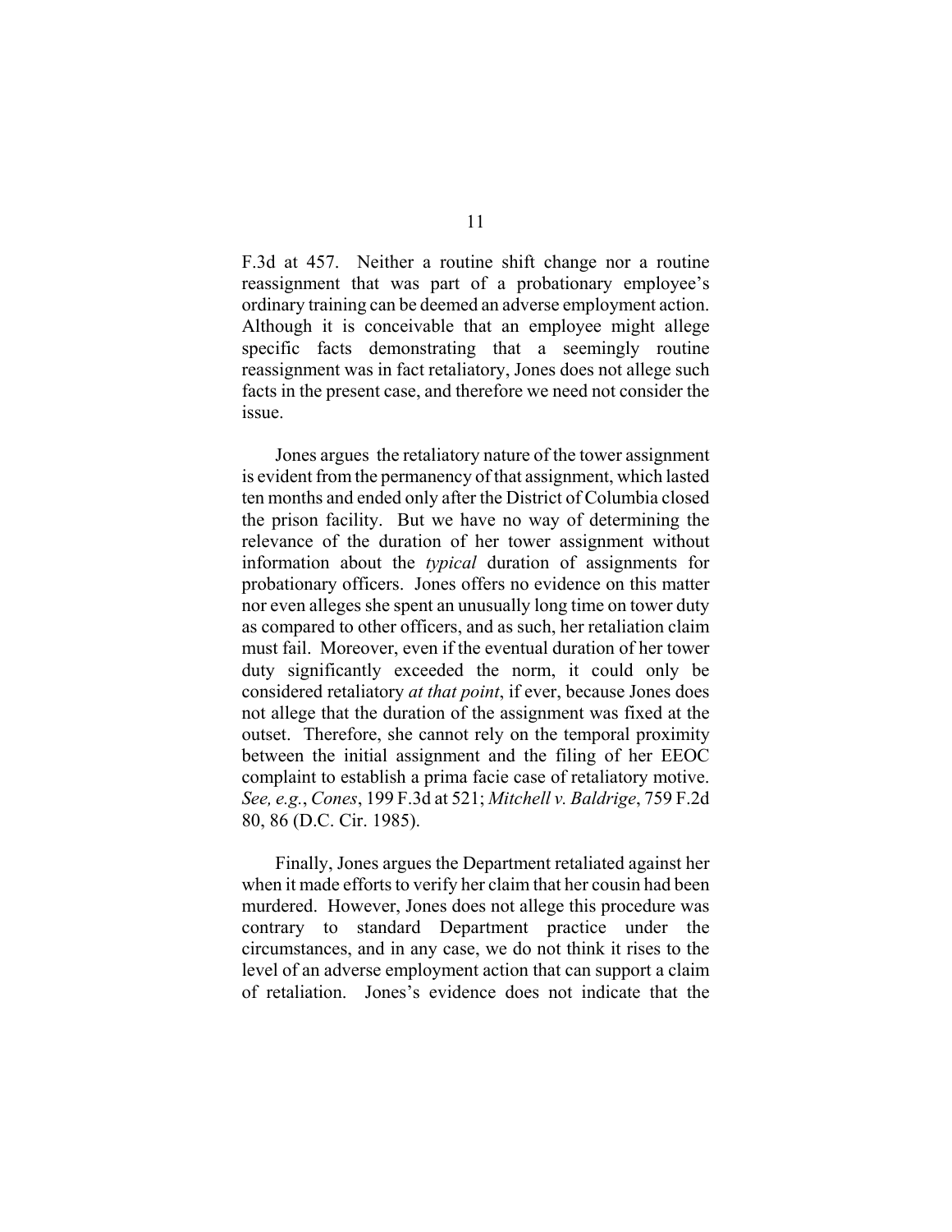F.3d at 457. Neither a routine shift change nor a routine reassignment that was part of a probationary employee's ordinary training can be deemed an adverse employment action. Although it is conceivable that an employee might allege specific facts demonstrating that a seemingly routine reassignment was in fact retaliatory, Jones does not allege such facts in the present case, and therefore we need not consider the issue.

Jones argues the retaliatory nature of the tower assignment is evident from the permanency of that assignment, which lasted ten months and ended only after the District of Columbia closed the prison facility. But we have no way of determining the relevance of the duration of her tower assignment without information about the *typical* duration of assignments for probationary officers. Jones offers no evidence on this matter nor even alleges she spent an unusually long time on tower duty as compared to other officers, and as such, her retaliation claim must fail. Moreover, even if the eventual duration of her tower duty significantly exceeded the norm, it could only be considered retaliatory *at that point*, if ever, because Jones does not allege that the duration of the assignment was fixed at the outset. Therefore, she cannot rely on the temporal proximity between the initial assignment and the filing of her EEOC complaint to establish a prima facie case of retaliatory motive. *See, e.g.*, *Cones*, 199 F.3d at 521; *Mitchell v. Baldrige*, 759 F.2d 80, 86 (D.C. Cir. 1985).

Finally, Jones argues the Department retaliated against her when it made efforts to verify her claim that her cousin had been murdered. However, Jones does not allege this procedure was contrary to standard Department practice under the circumstances, and in any case, we do not think it rises to the level of an adverse employment action that can support a claim of retaliation. Jones's evidence does not indicate that the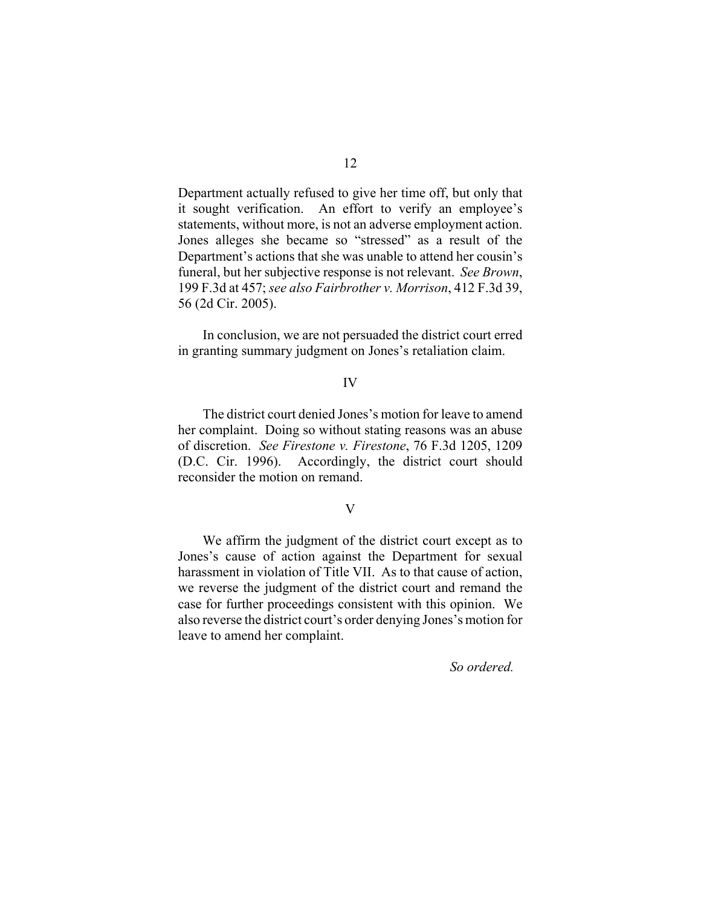Department actually refused to give her time off, but only that it sought verification. An effort to verify an employee's statements, without more, is not an adverse employment action. Jones alleges she became so "stressed" as a result of the Department's actions that she was unable to attend her cousin's funeral, but her subjective response is not relevant. *See Brown*, 199 F.3d at 457; *see also Fairbrother v. Morrison*, 412 F.3d 39, 56 (2d Cir. 2005).

In conclusion, we are not persuaded the district court erred in granting summary judgment on Jones's retaliation claim.

## IV

The district court denied Jones's motion for leave to amend her complaint. Doing so without stating reasons was an abuse of discretion. *See Firestone v. Firestone*, 76 F.3d 1205, 1209 (D.C. Cir. 1996). Accordingly, the district court should reconsider the motion on remand.

## V

We affirm the judgment of the district court except as to Jones's cause of action against the Department for sexual harassment in violation of Title VII. As to that cause of action, we reverse the judgment of the district court and remand the case for further proceedings consistent with this opinion. We also reverse the district court's order denying Jones's motion for leave to amend her complaint.

*So ordered.*